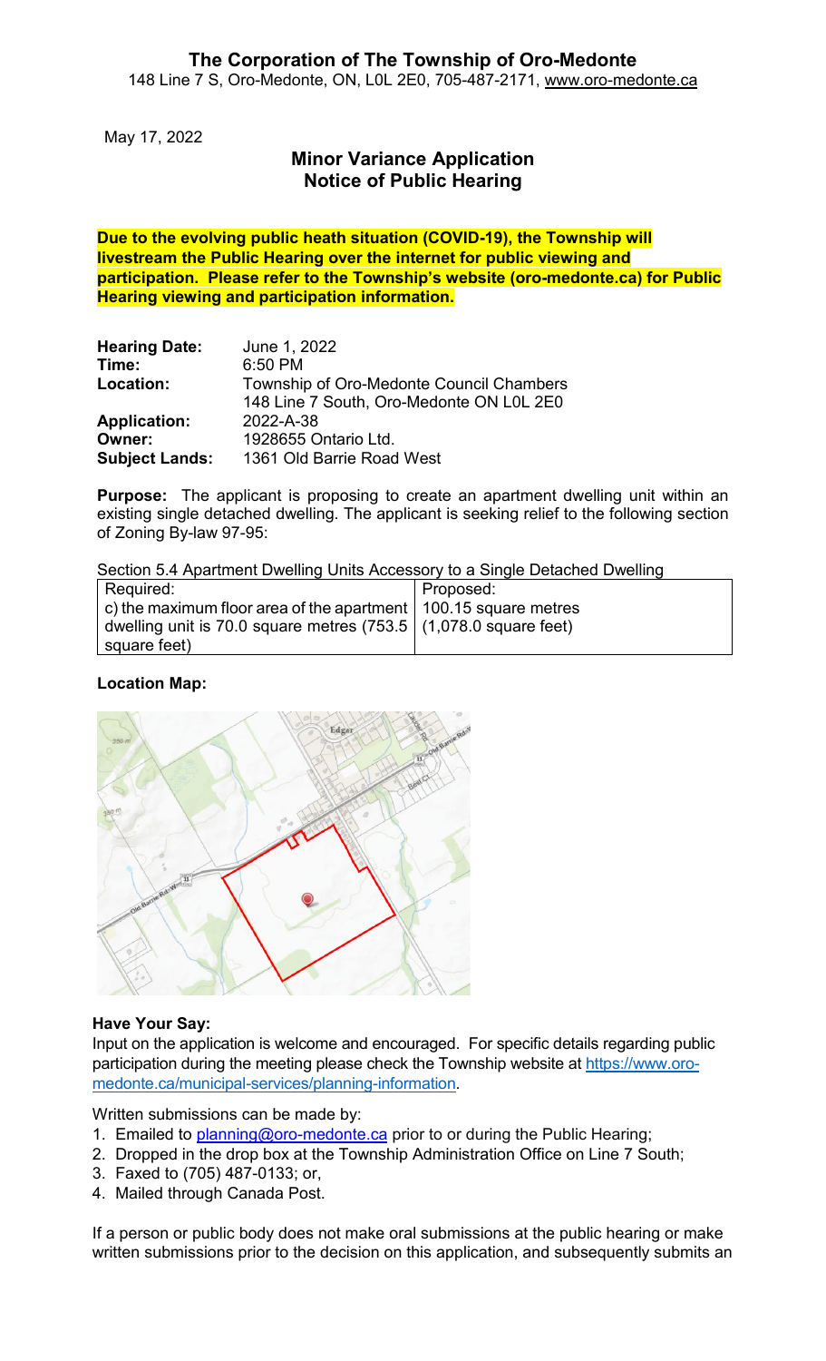# The Corporation of The Township of Oro-Medonte

148 Line 7 S, Oro-Medonte, ON, L0L 2E0, 705-487-2171, www.oro-medonte.ca

May 17, 2022

## Minor Variance Application
## Notice of Public Hearing

**Due to the evolving public heath situation (COVID-19), the Township will livestream the Public Hearing over the internet for public viewing and participation. Please refer to the Township's website (oro-medonte.ca) for Public Hearing viewing and participation information.**

**Hearing Date:** June 1, 2022
**Time:** 6:50 PM
**Location:** Township of Oro-Medonte Council Chambers
148 Line 7 South, Oro-Medonte ON L0L 2E0
**Application:** 2022-A-38
**Owner:** 1928655 Ontario Ltd.
**Subject Lands:** 1361 Old Barrie Road West

**Purpose:** The applicant is proposing to create an apartment dwelling unit within an existing single detached dwelling. The applicant is seeking relief to the following section of Zoning By-law 97-95:

Section 5.4 Apartment Dwelling Units Accessory to a Single Detached Dwelling

| Required: | Proposed: |
|---|---|
| c) the maximum floor area of the apartment dwelling unit is 70.0 square metres (753.5 square feet) | 100.15 square metres (1,078.0 square feet) |

**Location Map:**

**Have Your Say:**
Input on the application is welcome and encouraged. For specific details regarding public participation during the meeting please check the Township website at https://www.oro-medonte.ca/municipal-services/planning-information.

Written submissions can be made by:

1. Emailed to planning@oro-medonte.ca prior to or during the Public Hearing;
2. Dropped in the drop box at the Township Administration Office on Line 7 South;
3. Faxed to (705) 487-0133; or,
4. Mailed through Canada Post.

If a person or public body does not make oral submissions at the public hearing or make written submissions prior to the decision on this application, and subsequently submits an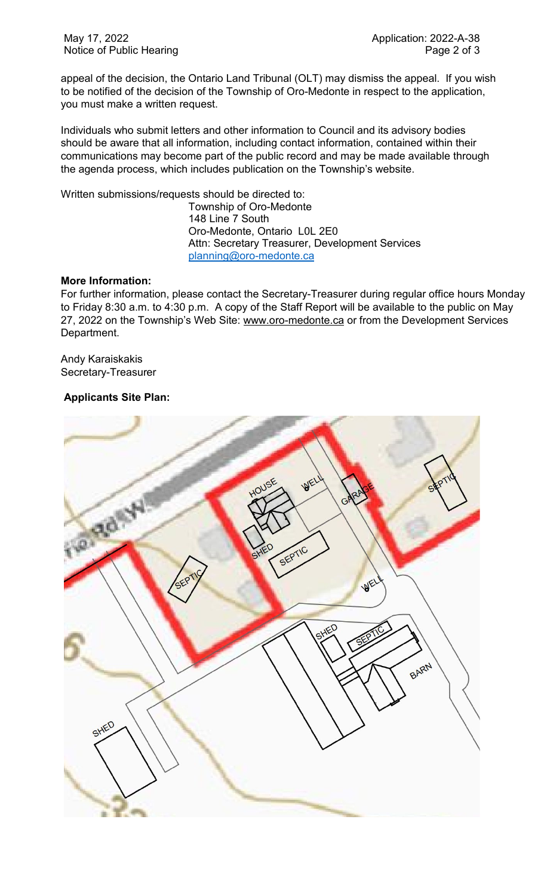appeal of the decision, the Ontario Land Tribunal (OLT) may dismiss the appeal. If you wish to be notified of the decision of the Township of Oro-Medonte in respect to the application, you must make a written request.

Individuals who submit letters and other information to Council and its advisory bodies should be aware that all information, including contact information, contained within their communications may become part of the public record and may be made available through the agenda process, which includes publication on the Township's website.

Written submissions/requests should be directed to:

Township of Oro-Medonte
148 Line 7 South
Oro-Medonte, Ontario L0L 2E0
Attn: Secretary Treasurer, Development Services
planning@oro-medonte.ca

**More Information:**

For further information, please contact the Secretary-Treasurer during regular office hours Monday to Friday 8:30 a.m. to 4:30 p.m. A copy of the Staff Report will be available to the public on May 27, 2022 on the Township's Web Site: www.oro-medonte.ca or from the Development Services Department.

Andy Karaiskakis
Secretary-Treasurer

**Applicants Site Plan:**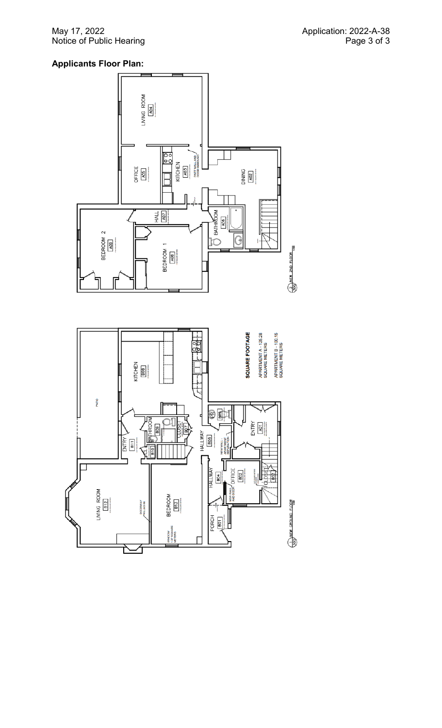## Applicants Floor Plan:

LIVING ROOM
A04

OFFICE
A05

KITCHEN
A03

PART WALL AND DOOR REMOVED

DINING
A02

HALL
A07

BATHROOM
A06

BEDROOM 2
A09

BEDROOM 1
A08

2 NEW 2ND FLOOR

PATIO

KITCHEN
B08

SQUARE FOOTAGE

APARTMENT A - 125.28 SQUARE METERS

APARTMENT B - 100.15 SQUARE METERS

ENTRY
B11

BATHROOM
B09

CLOSET
B07

CL
B10

HALLWAY
B05

NEW WALL - APARTMENT SEPARATION

PR
B06

ENTRY
A01

LIVING ROOM
B12

DOORWAY FILLED IN

BEDROOM
B13

WINDOW 1.67 SQUARE METERS

HALLWAY
B04

NEW WALL AND DOOR

OFFICE
B02

CLOSET
B03

PORCH
B01

1 NEW GROUND FLOOR